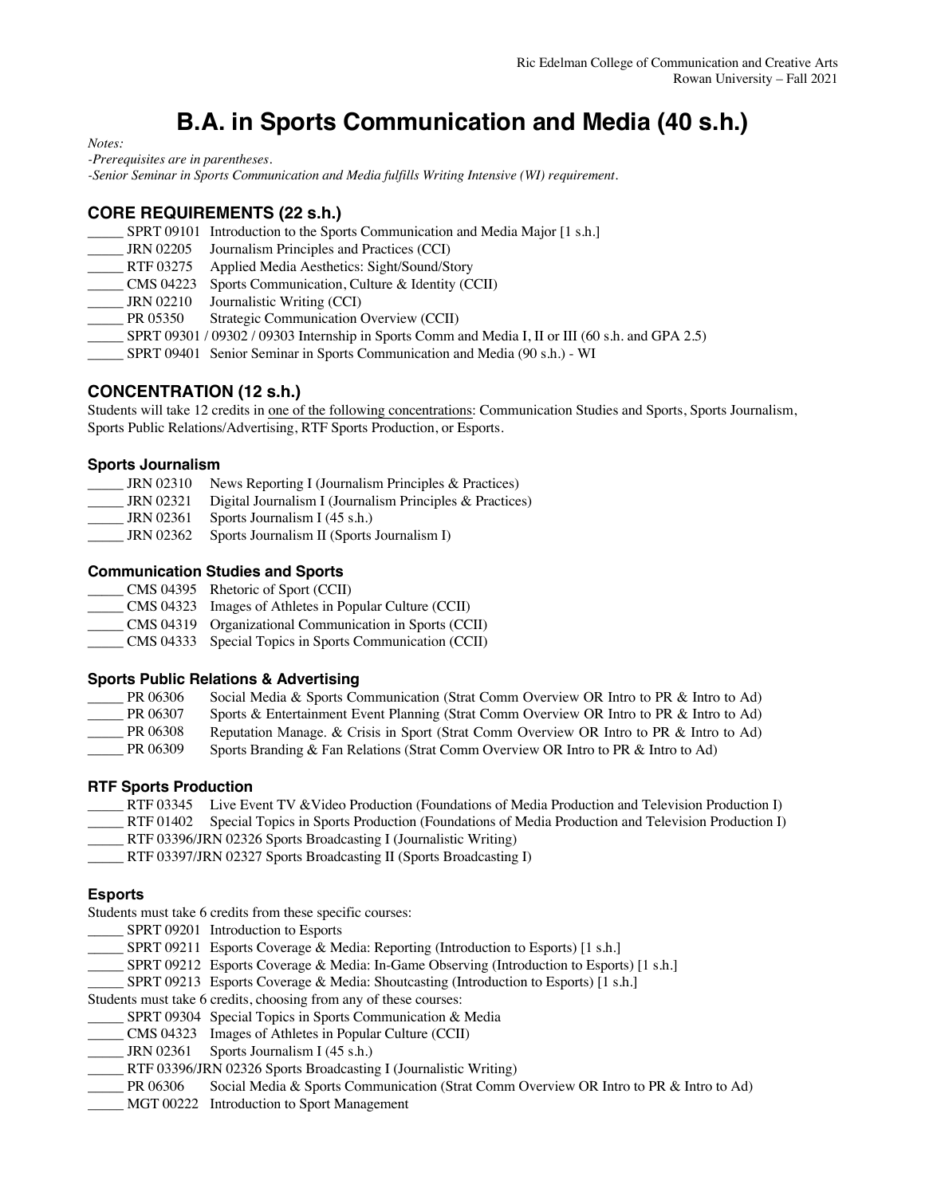Ric Edelman College of Communication and Creative Arts
Rowan University – Fall 2021

# B.A. in Sports Communication and Media (40 s.h.)

*Notes:*
*-Prerequisites are in parentheses.*
*-Senior Seminar in Sports Communication and Media fulfills Writing Intensive (WI) requirement.*

## CORE REQUIREMENTS (22 s.h.)

_____ SPRT 09101 Introduction to the Sports Communication and Media Major [1 s.h.]
_____ JRN 02205 Journalism Principles and Practices (CCI)
_____ RTF 03275 Applied Media Aesthetics: Sight/Sound/Story
_____ CMS 04223 Sports Communication, Culture & Identity (CCII)
_____ JRN 02210 Journalistic Writing (CCI)
_____ PR 05350 Strategic Communication Overview (CCII)
_____ SPRT 09301 / 09302 / 09303 Internship in Sports Comm and Media I, II or III (60 s.h. and GPA 2.5)
_____ SPRT 09401 Senior Seminar in Sports Communication and Media (90 s.h.) - WI

## CONCENTRATION (12 s.h.)

Students will take 12 credits in <u>one of the following concentrations</u>: Communication Studies and Sports, Sports Journalism, Sports Public Relations/Advertising, RTF Sports Production, or Esports.

### Sports Journalism

_____ JRN 02310 News Reporting I (Journalism Principles & Practices)
_____ JRN 02321 Digital Journalism I (Journalism Principles & Practices)
_____ JRN 02361 Sports Journalism I (45 s.h.)
_____ JRN 02362 Sports Journalism II (Sports Journalism I)

### Communication Studies and Sports

_____ CMS 04395 Rhetoric of Sport (CCII)
_____ CMS 04323 Images of Athletes in Popular Culture (CCII)
_____ CMS 04319 Organizational Communication in Sports (CCII)
_____ CMS 04333 Special Topics in Sports Communication (CCII)

### Sports Public Relations & Advertising

_____ PR 06306 Social Media & Sports Communication (Strat Comm Overview OR Intro to PR & Intro to Ad)
_____ PR 06307 Sports & Entertainment Event Planning (Strat Comm Overview OR Intro to PR & Intro to Ad)
_____ PR 06308 Reputation Manage. & Crisis in Sport (Strat Comm Overview OR Intro to PR & Intro to Ad)
_____ PR 06309 Sports Branding & Fan Relations (Strat Comm Overview OR Intro to PR & Intro to Ad)

### RTF Sports Production

_____ RTF 03345 Live Event TV &Video Production (Foundations of Media Production and Television Production I)
_____ RTF 01402 Special Topics in Sports Production (Foundations of Media Production and Television Production I)
_____ RTF 03396/JRN 02326 Sports Broadcasting I (Journalistic Writing)
_____ RTF 03397/JRN 02327 Sports Broadcasting II (Sports Broadcasting I)

### Esports

Students must take 6 credits from these specific courses:

_____ SPRT 09201 Introduction to Esports
_____ SPRT 09211 Esports Coverage & Media: Reporting (Introduction to Esports) [1 s.h.]
_____ SPRT 09212 Esports Coverage & Media: In-Game Observing (Introduction to Esports) [1 s.h.]
_____ SPRT 09213 Esports Coverage & Media: Shoutcasting (Introduction to Esports) [1 s.h.]

Students must take 6 credits, choosing from any of these courses:

_____ SPRT 09304 Special Topics in Sports Communication & Media
_____ CMS 04323 Images of Athletes in Popular Culture (CCII)
_____ JRN 02361 Sports Journalism I (45 s.h.)
_____ RTF 03396/JRN 02326 Sports Broadcasting I (Journalistic Writing)
_____ PR 06306 Social Media & Sports Communication (Strat Comm Overview OR Intro to PR & Intro to Ad)
_____ MGT 00222 Introduction to Sport Management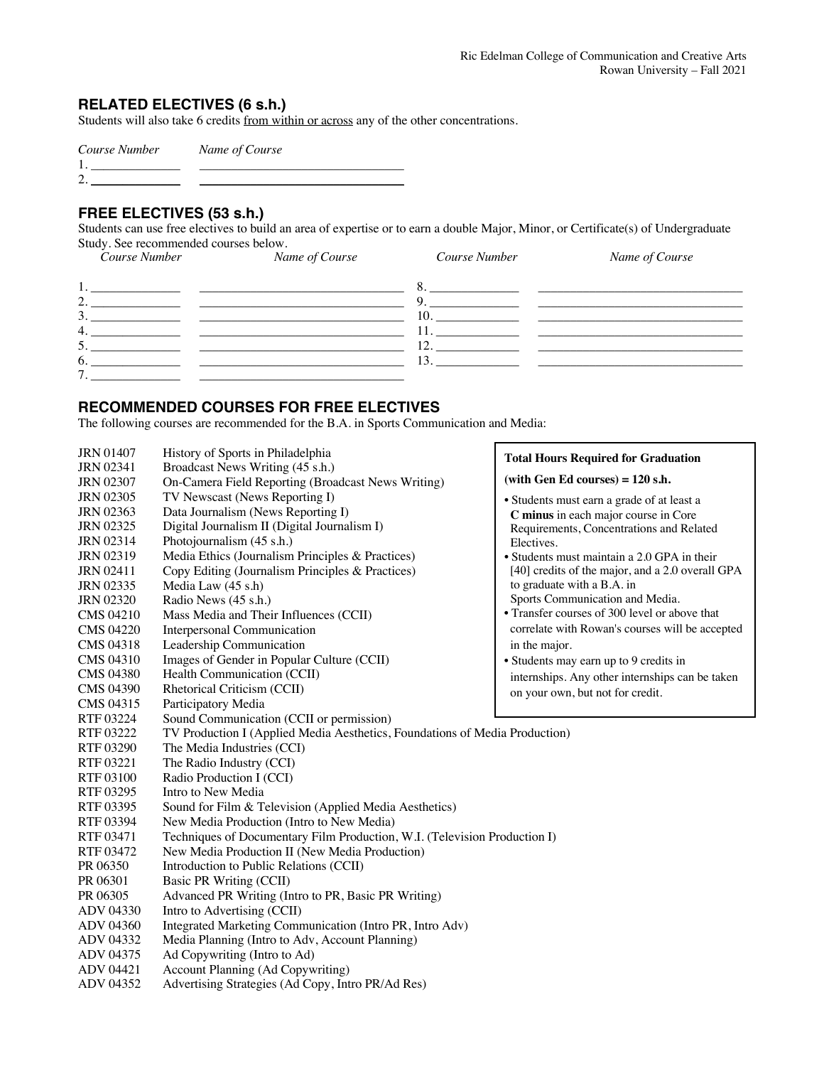## RELATED ELECTIVES (6 s.h.)

Students will also take 6 credits from within or across any of the other concentrations.

| *Course Number* | *Name of Course* |
|---|---|
| 1. | |
| 2. | |

## FREE ELECTIVES (53 s.h.)

Students can use free electives to build an area of expertise or to earn a double Major, Minor, or Certificate(s) of Undergraduate Study. See recommended courses below.

| *Course Number* | *Name of Course* | *Course Number* | *Name of Course* |
|---|---|---|---|
| 1. | | 8. | |
| 2. | | 9. | |
| 3. | | 10. | |
| 4. | | 11. | |
| 5. | | 12. | |
| 6. | | 13. | |
| 7. | | | |

## RECOMMENDED COURSES FOR FREE ELECTIVES

The following courses are recommended for the B.A. in Sports Communication and Media:

| | |
|---|---|
| JRN 01407 | History of Sports in Philadelphia |
| JRN 02341 | Broadcast News Writing (45 s.h.) |
| JRN 02307 | On-Camera Field Reporting (Broadcast News Writing) |
| JRN 02305 | TV Newscast (News Reporting I) |
| JRN 02363 | Data Journalism (News Reporting I) |
| JRN 02325 | Digital Journalism II (Digital Journalism I) |
| JRN 02314 | Photojournalism (45 s.h.) |
| JRN 02319 | Media Ethics (Journalism Principles & Practices) |
| JRN 02411 | Copy Editing (Journalism Principles & Practices) |
| JRN 02335 | Media Law (45 s.h) |
| JRN 02320 | Radio News (45 s.h.) |
| CMS 04210 | Mass Media and Their Influences (CCII) |
| CMS 04220 | Interpersonal Communication |
| CMS 04318 | Leadership Communication |
| CMS 04310 | Images of Gender in Popular Culture (CCII) |
| CMS 04380 | Health Communication (CCII) |
| CMS 04390 | Rhetorical Criticism (CCII) |
| CMS 04315 | Participatory Media |
| RTF 03224 | Sound Communication (CCII or permission) |
| RTF 03222 | TV Production I (Applied Media Aesthetics, Foundations of Media Production) |
| RTF 03290 | The Media Industries (CCI) |
| RTF 03221 | The Radio Industry (CCI) |
| RTF 03100 | Radio Production I (CCI) |
| RTF 03295 | Intro to New Media |
| RTF 03395 | Sound for Film & Television (Applied Media Aesthetics) |
| RTF 03394 | New Media Production (Intro to New Media) |
| RTF 03471 | Techniques of Documentary Film Production, W.I. (Television Production I) |
| RTF 03472 | New Media Production II (New Media Production) |
| PR 06350 | Introduction to Public Relations (CCII) |
| PR 06301 | Basic PR Writing (CCII) |
| PR 06305 | Advanced PR Writing (Intro to PR, Basic PR Writing) |
| ADV 04330 | Intro to Advertising (CCII) |
| ADV 04360 | Integrated Marketing Communication (Intro PR, Intro Adv) |
| ADV 04332 | Media Planning (Intro to Adv, Account Planning) |
| ADV 04375 | Ad Copywriting (Intro to Ad) |
| ADV 04421 | Account Planning (Ad Copywriting) |
| ADV 04352 | Advertising Strategies (Ad Copy, Intro PR/Ad Res) |

**Total Hours Required for Graduation (with Gen Ed courses) = 120 s.h.**

- Students must earn a grade of at least a **C minus** in each major course in Core Requirements, Concentrations and Related Electives.
- Students must maintain a 2.0 GPA in their [40] credits of the major, and a 2.0 overall GPA to graduate with a B.A. in Sports Communication and Media.
- Transfer courses of 300 level or above that correlate with Rowan's courses will be accepted in the major.
- Students may earn up to 9 credits in internships. Any other internships can be taken on your own, but not for credit.